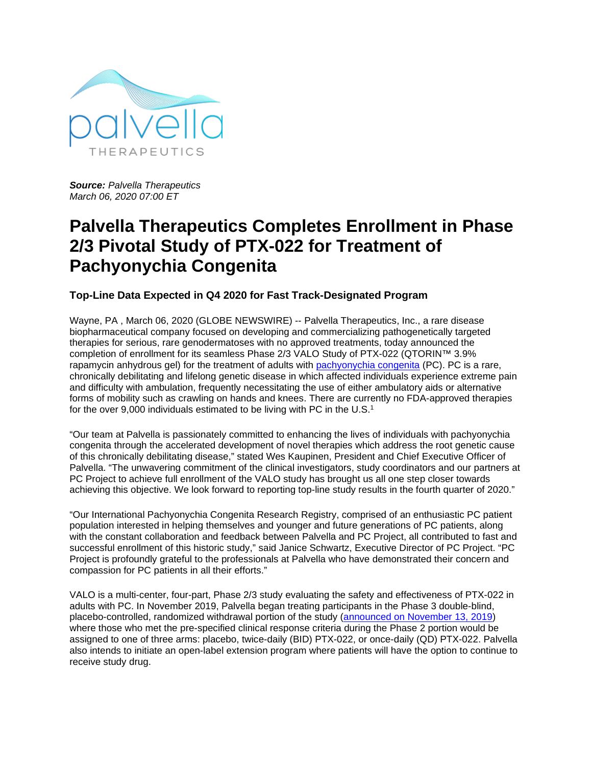palvella THERAPEUTICS

***Source:*** *Palvella Therapeutics*
*March 06, 2020 07:00 ET*

# Palvella Therapeutics Completes Enrollment in Phase 2/3 Pivotal Study of PTX-022 for Treatment of Pachyonychia Congenita

### Top-Line Data Expected in Q4 2020 for Fast Track-Designated Program

Wayne, PA , March 06, 2020 (GLOBE NEWSWIRE) -- Palvella Therapeutics, Inc., a rare disease biopharmaceutical company focused on developing and commercializing pathogenetically targeted therapies for serious, rare genodermatoses with no approved treatments, today announced the completion of enrollment for its seamless Phase 2/3 VALO Study of PTX-022 (QTORIN™ 3.9% rapamycin anhydrous gel) for the treatment of adults with pachyonychia congenita (PC). PC is a rare, chronically debilitating and lifelong genetic disease in which affected individuals experience extreme pain and difficulty with ambulation, frequently necessitating the use of either ambulatory aids or alternative forms of mobility such as crawling on hands and knees. There are currently no FDA-approved therapies for the over 9,000 individuals estimated to be living with PC in the U.S.[1]

"Our team at Palvella is passionately committed to enhancing the lives of individuals with pachyonychia congenita through the accelerated development of novel therapies which address the root genetic cause of this chronically debilitating disease," stated Wes Kaupinen, President and Chief Executive Officer of Palvella. "The unwavering commitment of the clinical investigators, study coordinators and our partners at PC Project to achieve full enrollment of the VALO study has brought us all one step closer towards achieving this objective. We look forward to reporting top-line study results in the fourth quarter of 2020."

"Our International Pachyonychia Congenita Research Registry, comprised of an enthusiastic PC patient population interested in helping themselves and younger and future generations of PC patients, along with the constant collaboration and feedback between Palvella and PC Project, all contributed to fast and successful enrollment of this historic study," said Janice Schwartz, Executive Director of PC Project. "PC Project is profoundly grateful to the professionals at Palvella who have demonstrated their concern and compassion for PC patients in all their efforts."

VALO is a multi-center, four-part, Phase 2/3 study evaluating the safety and effectiveness of PTX-022 in adults with PC. In November 2019, Palvella began treating participants in the Phase 3 double-blind, placebo-controlled, randomized withdrawal portion of the study (announced on November 13, 2019) where those who met the pre-specified clinical response criteria during the Phase 2 portion would be assigned to one of three arms: placebo, twice-daily (BID) PTX-022, or once-daily (QD) PTX-022. Palvella also intends to initiate an open-label extension program where patients will have the option to continue to receive study drug.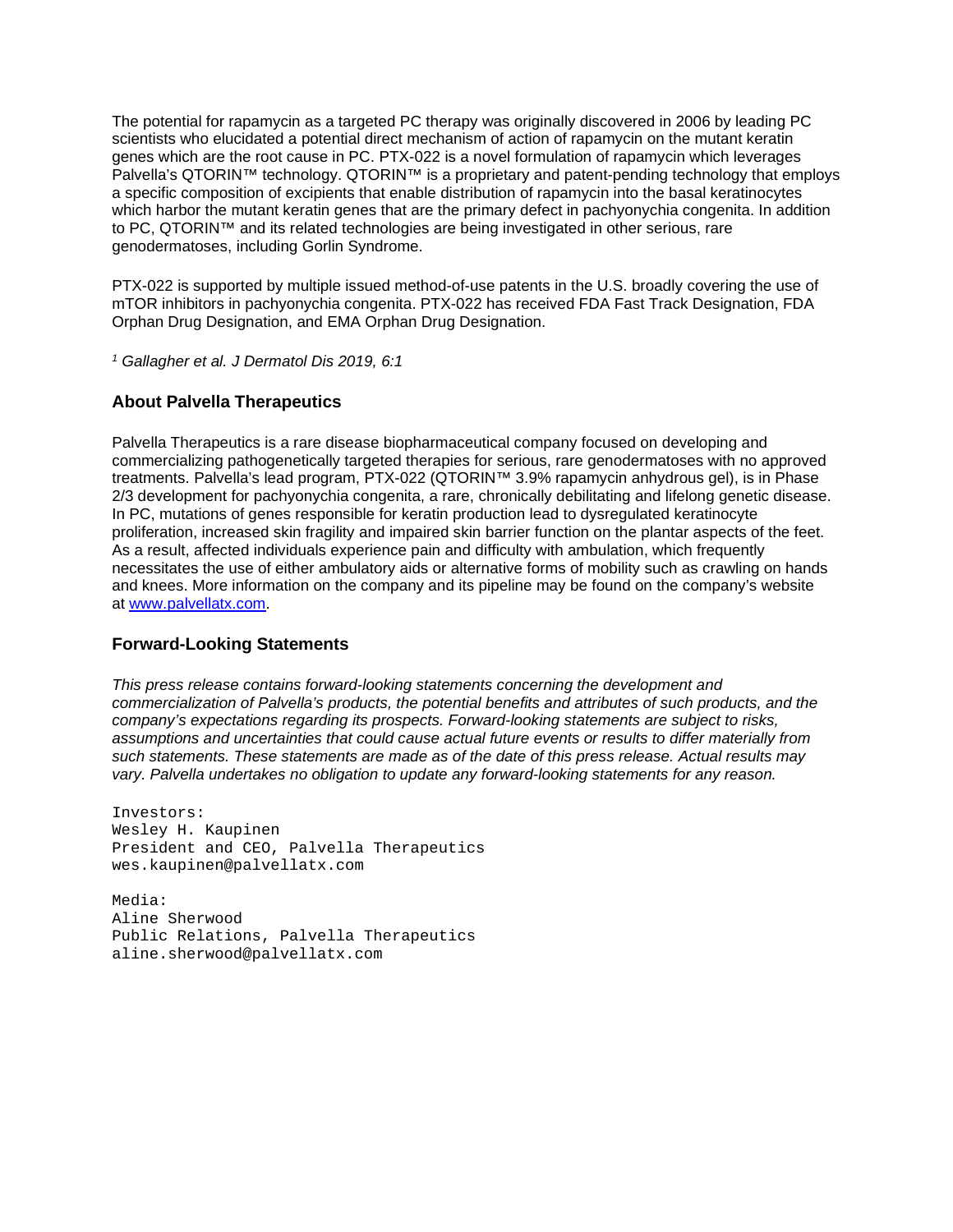The potential for rapamycin as a targeted PC therapy was originally discovered in 2006 by leading PC scientists who elucidated a potential direct mechanism of action of rapamycin on the mutant keratin genes which are the root cause in PC. PTX-022 is a novel formulation of rapamycin which leverages Palvella's QTORIN™ technology. QTORIN™ is a proprietary and patent-pending technology that employs a specific composition of excipients that enable distribution of rapamycin into the basal keratinocytes which harbor the mutant keratin genes that are the primary defect in pachyonychia congenita. In addition to PC, QTORIN™ and its related technologies are being investigated in other serious, rare genodermatoses, including Gorlin Syndrome.

PTX-022 is supported by multiple issued method-of-use patents in the U.S. broadly covering the use of mTOR inhibitors in pachyonychia congenita. PTX-022 has received FDA Fast Track Designation, FDA Orphan Drug Designation, and EMA Orphan Drug Designation.

[1] *Gallagher et al. J Dermatol Dis 2019, 6:1*

### About Palvella Therapeutics

Palvella Therapeutics is a rare disease biopharmaceutical company focused on developing and commercializing pathogenetically targeted therapies for serious, rare genodermatoses with no approved treatments. Palvella's lead program, PTX-022 (QTORIN™ 3.9% rapamycin anhydrous gel), is in Phase 2/3 development for pachyonychia congenita, a rare, chronically debilitating and lifelong genetic disease. In PC, mutations of genes responsible for keratin production lead to dysregulated keratinocyte proliferation, increased skin fragility and impaired skin barrier function on the plantar aspects of the feet. As a result, affected individuals experience pain and difficulty with ambulation, which frequently necessitates the use of either ambulatory aids or alternative forms of mobility such as crawling on hands and knees. More information on the company and its pipeline may be found on the company's website at [www.palvellatx.com](www.palvellatx.com).

### Forward-Looking Statements

*This press release contains forward-looking statements concerning the development and commercialization of Palvella's products, the potential benefits and attributes of such products, and the company's expectations regarding its prospects. Forward-looking statements are subject to risks, assumptions and uncertainties that could cause actual future events or results to differ materially from such statements. These statements are made as of the date of this press release. Actual results may vary. Palvella undertakes no obligation to update any forward-looking statements for any reason.*

Investors:
Wesley H. Kaupinen
President and CEO, Palvella Therapeutics
wes.kaupinen@palvellatx.com

Media:
Aline Sherwood
Public Relations, Palvella Therapeutics
aline.sherwood@palvellatx.com